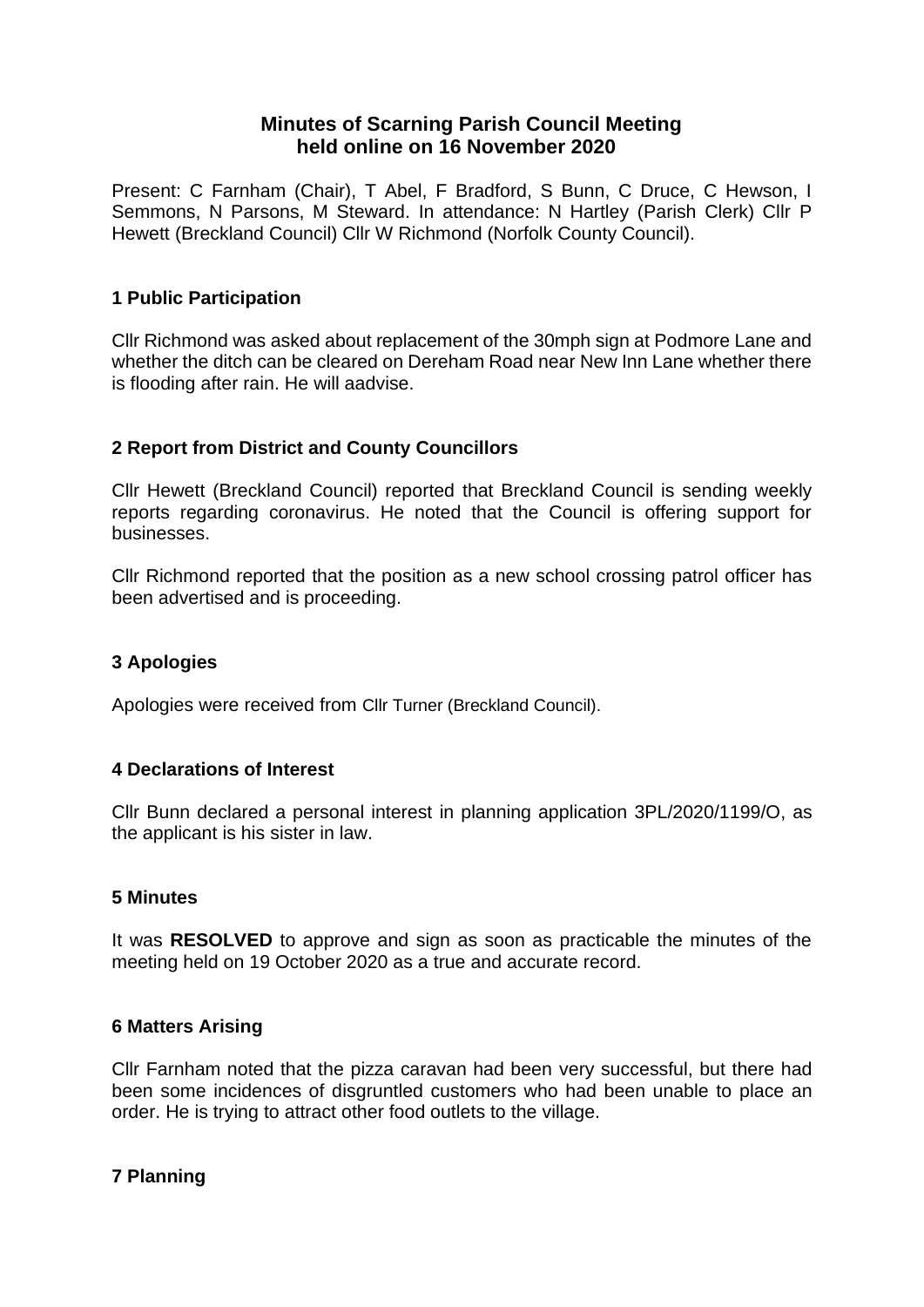# Minutes of Scarning Parish Council Meeting held online on 16 November 2020

Present: C Farnham (Chair), T Abel, F Bradford, S Bunn, C Druce, C Hewson, I Semmons, N Parsons, M Steward. In attendance: N Hartley (Parish Clerk) Cllr P Hewett (Breckland Council) Cllr W Richmond (Norfolk County Council).

## 1 Public Participation

Cllr Richmond was asked about replacement of the 30mph sign at Podmore Lane and whether the ditch can be cleared on Dereham Road near New Inn Lane whether there is flooding after rain. He will aadvise.

## 2 Report from District and County Councillors

Cllr Hewett (Breckland Council) reported that Breckland Council is sending weekly reports regarding coronavirus. He noted that the Council is offering support for businesses.

Cllr Richmond reported that the position as a new school crossing patrol officer has been advertised and is proceeding.

## 3 Apologies

Apologies were received from Cllr Turner (Breckland Council).

## 4 Declarations of Interest

Cllr Bunn declared a personal interest in planning application 3PL/2020/1199/O, as the applicant is his sister in law.

## 5 Minutes

It was **RESOLVED** to approve and sign as soon as practicable the minutes of the meeting held on 19 October 2020 as a true and accurate record.

## 6 Matters Arising

Cllr Farnham noted that the pizza caravan had been very successful, but there had been some incidences of disgruntled customers who had been unable to place an order. He is trying to attract other food outlets to the village.

## 7 Planning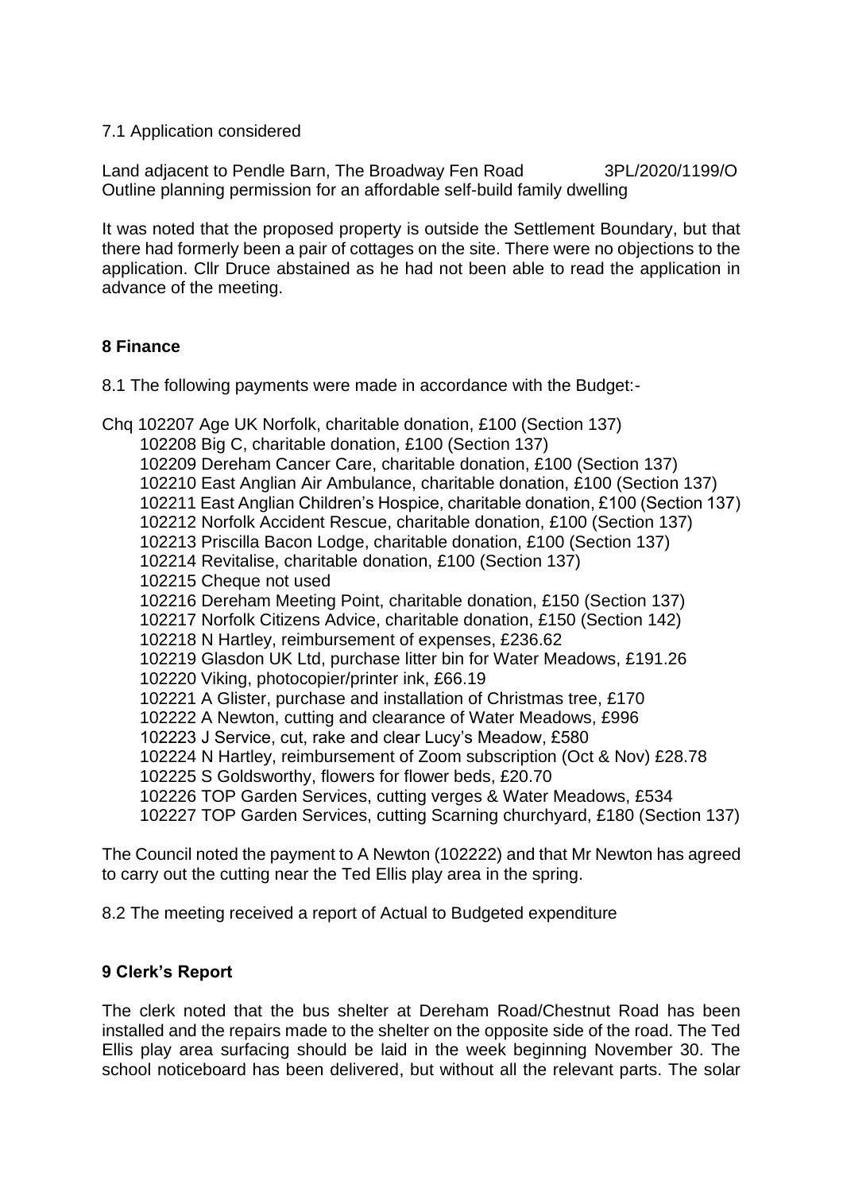7.1 Application considered

Land adjacent to Pendle Barn, The Broadway Fen Road 3PL/2020/1199/O
Outline planning permission for an affordable self-build family dwelling

It was noted that the proposed property is outside the Settlement Boundary, but that there had formerly been a pair of cottages on the site. There were no objections to the application. Cllr Druce abstained as he had not been able to read the application in advance of the meeting.

## 8 Finance

8.1 The following payments were made in accordance with the Budget:-

Chq 102207 Age UK Norfolk, charitable donation, £100 (Section 137)
102208 Big C, charitable donation, £100 (Section 137)
102209 Dereham Cancer Care, charitable donation, £100 (Section 137)
102210 East Anglian Air Ambulance, charitable donation, £100 (Section 137)
102211 East Anglian Children's Hospice, charitable donation, £100 (Section 137)
102212 Norfolk Accident Rescue, charitable donation, £100 (Section 137)
102213 Priscilla Bacon Lodge, charitable donation, £100 (Section 137)
102214 Revitalise, charitable donation, £100 (Section 137)
102215 Cheque not used
102216 Dereham Meeting Point, charitable donation, £150 (Section 137)
102217 Norfolk Citizens Advice, charitable donation, £150 (Section 142)
102218 N Hartley, reimbursement of expenses, £236.62
102219 Glasdon UK Ltd, purchase litter bin for Water Meadows, £191.26
102220 Viking, photocopier/printer ink, £66.19
102221 A Glister, purchase and installation of Christmas tree, £170
102222 A Newton, cutting and clearance of Water Meadows, £996
102223 J Service, cut, rake and clear Lucy's Meadow, £580
102224 N Hartley, reimbursement of Zoom subscription (Oct & Nov) £28.78
102225 S Goldsworthy, flowers for flower beds, £20.70
102226 TOP Garden Services, cutting verges & Water Meadows, £534
102227 TOP Garden Services, cutting Scarning churchyard, £180 (Section 137)

The Council noted the payment to A Newton (102222) and that Mr Newton has agreed to carry out the cutting near the Ted Ellis play area in the spring.

8.2 The meeting received a report of Actual to Budgeted expenditure

## 9 Clerk's Report

The clerk noted that the bus shelter at Dereham Road/Chestnut Road has been installed and the repairs made to the shelter on the opposite side of the road. The Ted Ellis play area surfacing should be laid in the week beginning November 30. The school noticeboard has been delivered, but without all the relevant parts. The solar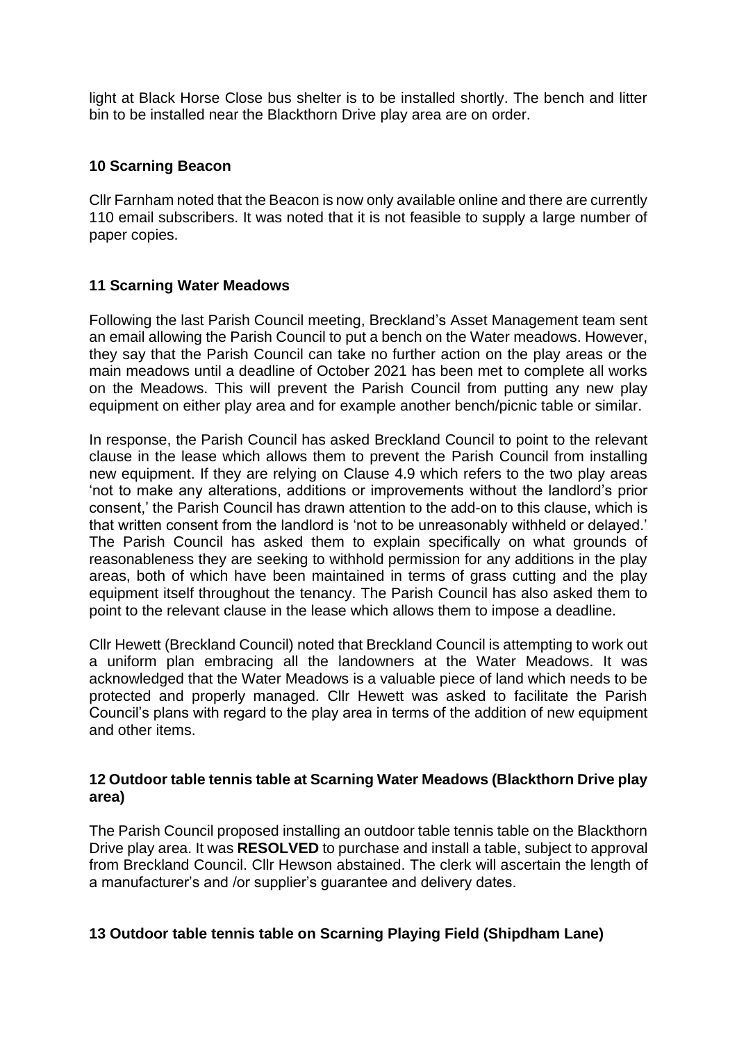light at Black Horse Close bus shelter is to be installed shortly. The bench and litter bin to be installed near the Blackthorn Drive play area are on order.

## 10 Scarning Beacon

Cllr Farnham noted that the Beacon is now only available online and there are currently 110 email subscribers. It was noted that it is not feasible to supply a large number of paper copies.

## 11 Scarning Water Meadows

Following the last Parish Council meeting, Breckland's Asset Management team sent an email allowing the Parish Council to put a bench on the Water meadows. However, they say that the Parish Council can take no further action on the play areas or the main meadows until a deadline of October 2021 has been met to complete all works on the Meadows. This will prevent the Parish Council from putting any new play equipment on either play area and for example another bench/picnic table or similar.

In response, the Parish Council has asked Breckland Council to point to the relevant clause in the lease which allows them to prevent the Parish Council from installing new equipment. If they are relying on Clause 4.9 which refers to the two play areas 'not to make any alterations, additions or improvements without the landlord's prior consent,' the Parish Council has drawn attention to the add-on to this clause, which is that written consent from the landlord is 'not to be unreasonably withheld or delayed.' The Parish Council has asked them to explain specifically on what grounds of reasonableness they are seeking to withhold permission for any additions in the play areas, both of which have been maintained in terms of grass cutting and the play equipment itself throughout the tenancy. The Parish Council has also asked them to point to the relevant clause in the lease which allows them to impose a deadline.

Cllr Hewett (Breckland Council) noted that Breckland Council is attempting to work out a uniform plan embracing all the landowners at the Water Meadows. It was acknowledged that the Water Meadows is a valuable piece of land which needs to be protected and properly managed. Cllr Hewett was asked to facilitate the Parish Council's plans with regard to the play area in terms of the addition of new equipment and other items.

## 12 Outdoor table tennis table at Scarning Water Meadows (Blackthorn Drive play area)

The Parish Council proposed installing an outdoor table tennis table on the Blackthorn Drive play area. It was **RESOLVED** to purchase and install a table, subject to approval from Breckland Council. Cllr Hewson abstained. The clerk will ascertain the length of a manufacturer's and /or supplier's guarantee and delivery dates.

## 13 Outdoor table tennis table on Scarning Playing Field (Shipdham Lane)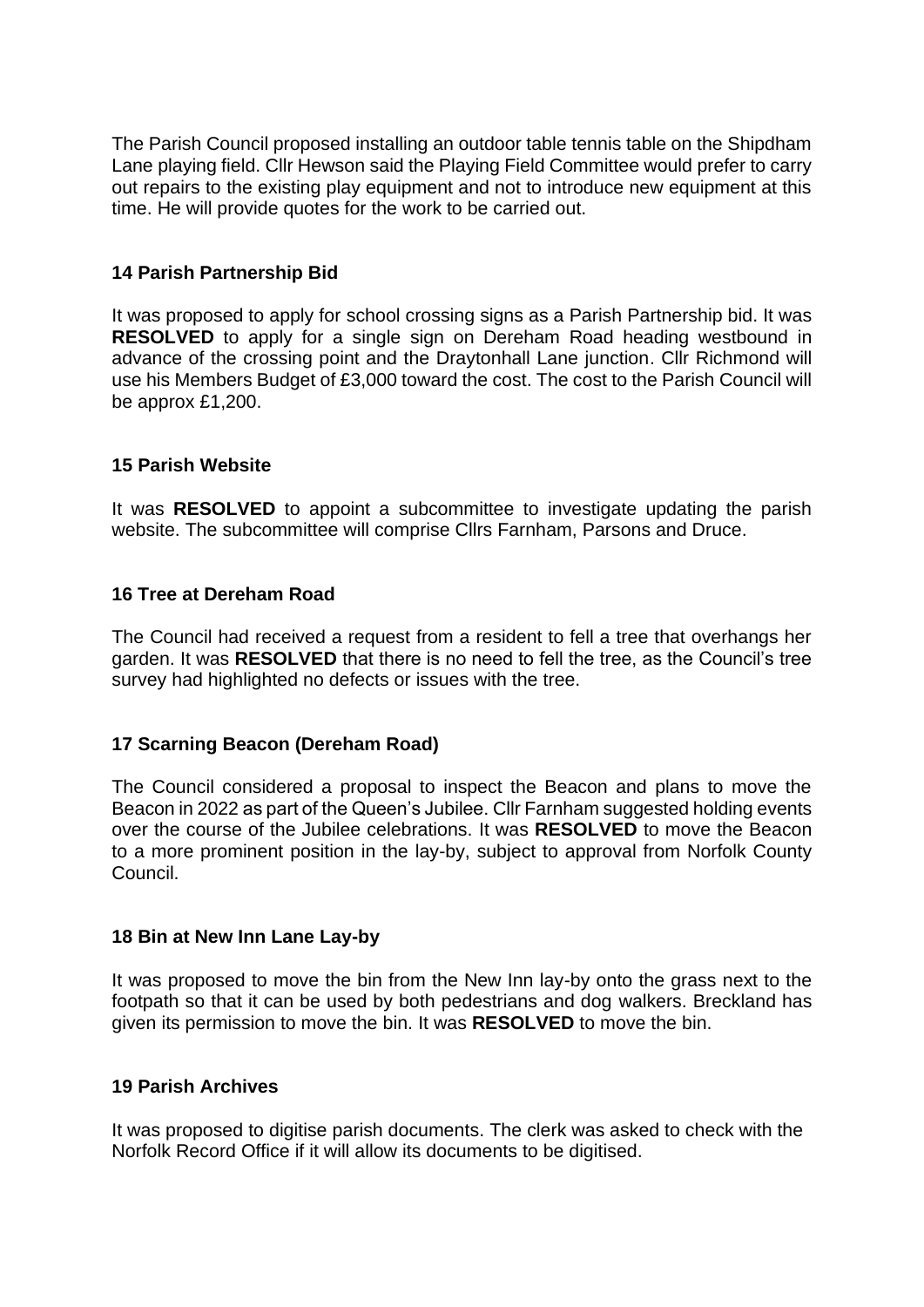The Parish Council proposed installing an outdoor table tennis table on the Shipdham Lane playing field. Cllr Hewson said the Playing Field Committee would prefer to carry out repairs to the existing play equipment and not to introduce new equipment at this time. He will provide quotes for the work to be carried out.

### 14 Parish Partnership Bid

It was proposed to apply for school crossing signs as a Parish Partnership bid. It was **RESOLVED** to apply for a single sign on Dereham Road heading westbound in advance of the crossing point and the Draytonhall Lane junction. Cllr Richmond will use his Members Budget of £3,000 toward the cost. The cost to the Parish Council will be approx £1,200.

### 15 Parish Website

It was **RESOLVED** to appoint a subcommittee to investigate updating the parish website. The subcommittee will comprise Cllrs Farnham, Parsons and Druce.

### 16 Tree at Dereham Road

The Council had received a request from a resident to fell a tree that overhangs her garden. It was **RESOLVED** that there is no need to fell the tree, as the Council's tree survey had highlighted no defects or issues with the tree.

### 17 Scarning Beacon (Dereham Road)

The Council considered a proposal to inspect the Beacon and plans to move the Beacon in 2022 as part of the Queen's Jubilee. Cllr Farnham suggested holding events over the course of the Jubilee celebrations. It was **RESOLVED** to move the Beacon to a more prominent position in the lay-by, subject to approval from Norfolk County Council.

### 18 Bin at New Inn Lane Lay-by

It was proposed to move the bin from the New Inn lay-by onto the grass next to the footpath so that it can be used by both pedestrians and dog walkers. Breckland has given its permission to move the bin. It was **RESOLVED** to move the bin.

### 19 Parish Archives

It was proposed to digitise parish documents. The clerk was asked to check with the Norfolk Record Office if it will allow its documents to be digitised.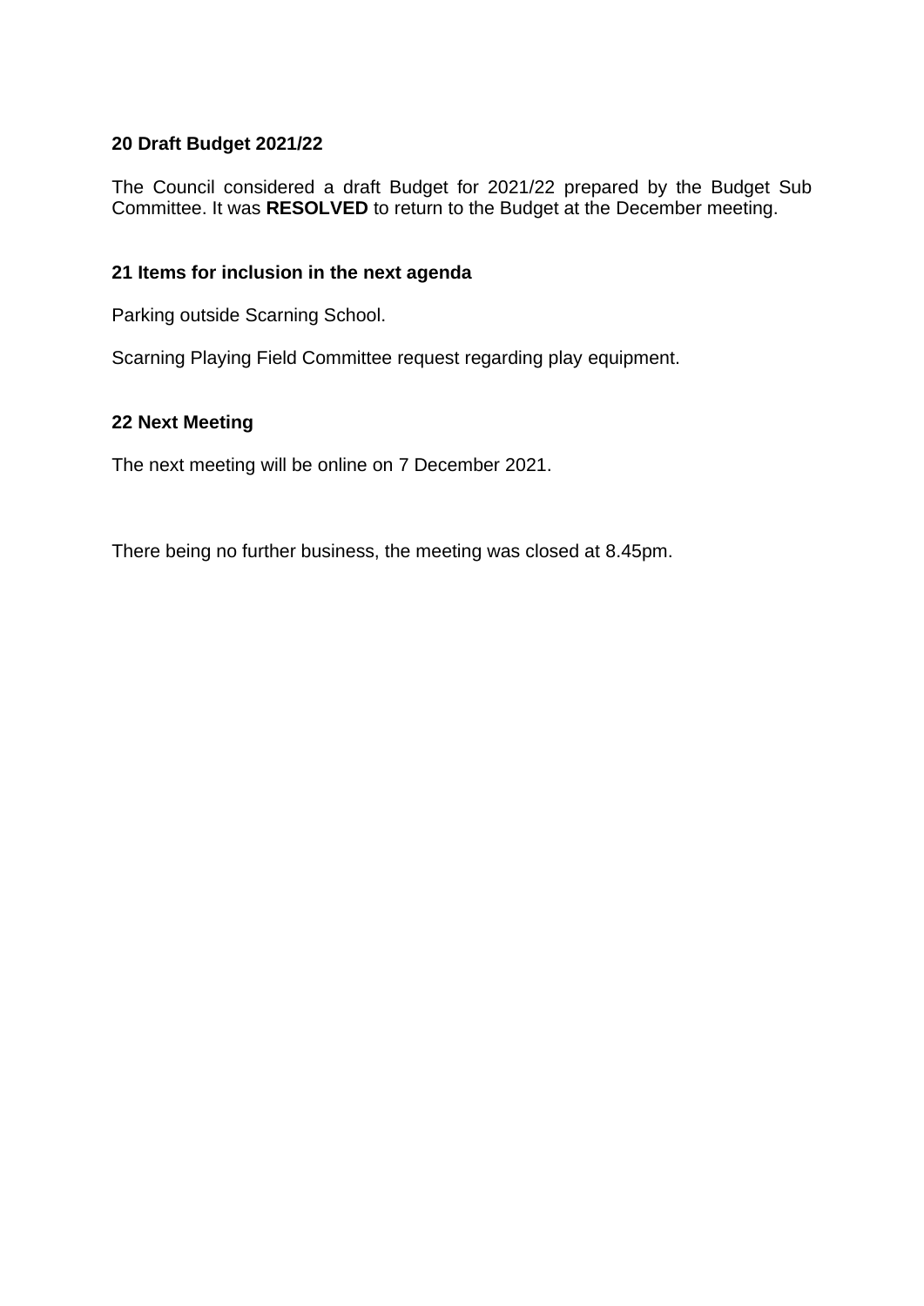**20 Draft Budget 2021/22**

The Council considered a draft Budget for 2021/22 prepared by the Budget Sub Committee. It was **RESOLVED** to return to the Budget at the December meeting.

**21 Items for inclusion in the next agenda**

Parking outside Scarning School.

Scarning Playing Field Committee request regarding play equipment.

**22 Next Meeting**

The next meeting will be online on 7 December 2021.

There being no further business, the meeting was closed at 8.45pm.